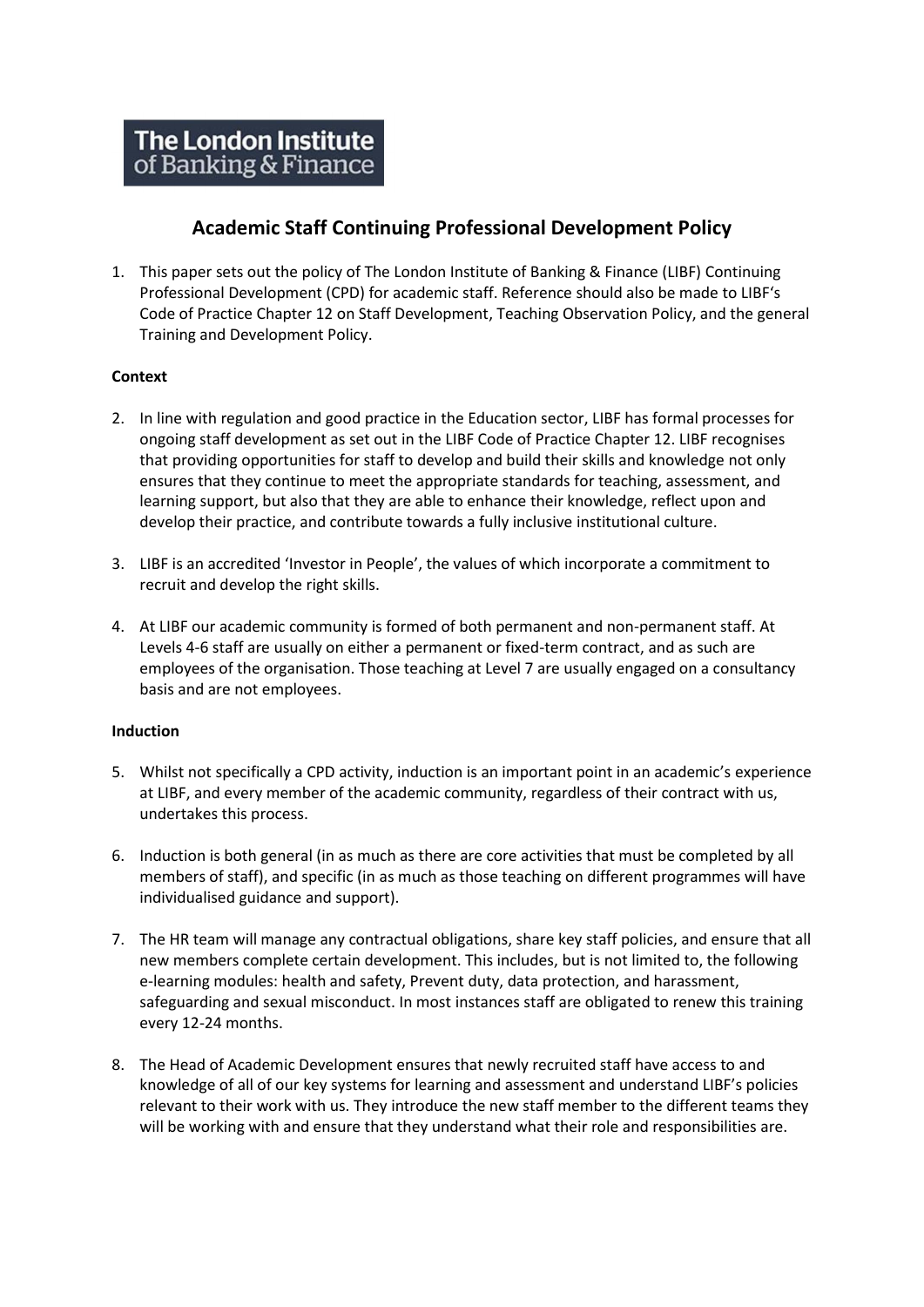The London Institute of Banking & Finance

# Academic Staff Continuing Professional Development Policy

1. This paper sets out the policy of The London Institute of Banking & Finance (LIBF) Continuing Professional Development (CPD) for academic staff. Reference should also be made to LIBF's Code of Practice Chapter 12 on Staff Development, Teaching Observation Policy, and the general Training and Development Policy.

**Context**

2. In line with regulation and good practice in the Education sector, LIBF has formal processes for ongoing staff development as set out in the LIBF Code of Practice Chapter 12. LIBF recognises that providing opportunities for staff to develop and build their skills and knowledge not only ensures that they continue to meet the appropriate standards for teaching, assessment, and learning support, but also that they are able to enhance their knowledge, reflect upon and develop their practice, and contribute towards a fully inclusive institutional culture.

3. LIBF is an accredited 'Investor in People', the values of which incorporate a commitment to recruit and develop the right skills.

4. At LIBF our academic community is formed of both permanent and non-permanent staff. At Levels 4-6 staff are usually on either a permanent or fixed-term contract, and as such are employees of the organisation. Those teaching at Level 7 are usually engaged on a consultancy basis and are not employees.

**Induction**

5. Whilst not specifically a CPD activity, induction is an important point in an academic's experience at LIBF, and every member of the academic community, regardless of their contract with us, undertakes this process.

6. Induction is both general (in as much as there are core activities that must be completed by all members of staff), and specific (in as much as those teaching on different programmes will have individualised guidance and support).

7. The HR team will manage any contractual obligations, share key staff policies, and ensure that all new members complete certain development. This includes, but is not limited to, the following e-learning modules: health and safety, Prevent duty, data protection, and harassment, safeguarding and sexual misconduct. In most instances staff are obligated to renew this training every 12-24 months.

8. The Head of Academic Development ensures that newly recruited staff have access to and knowledge of all of our key systems for learning and assessment and understand LIBF's policies relevant to their work with us. They introduce the new staff member to the different teams they will be working with and ensure that they understand what their role and responsibilities are.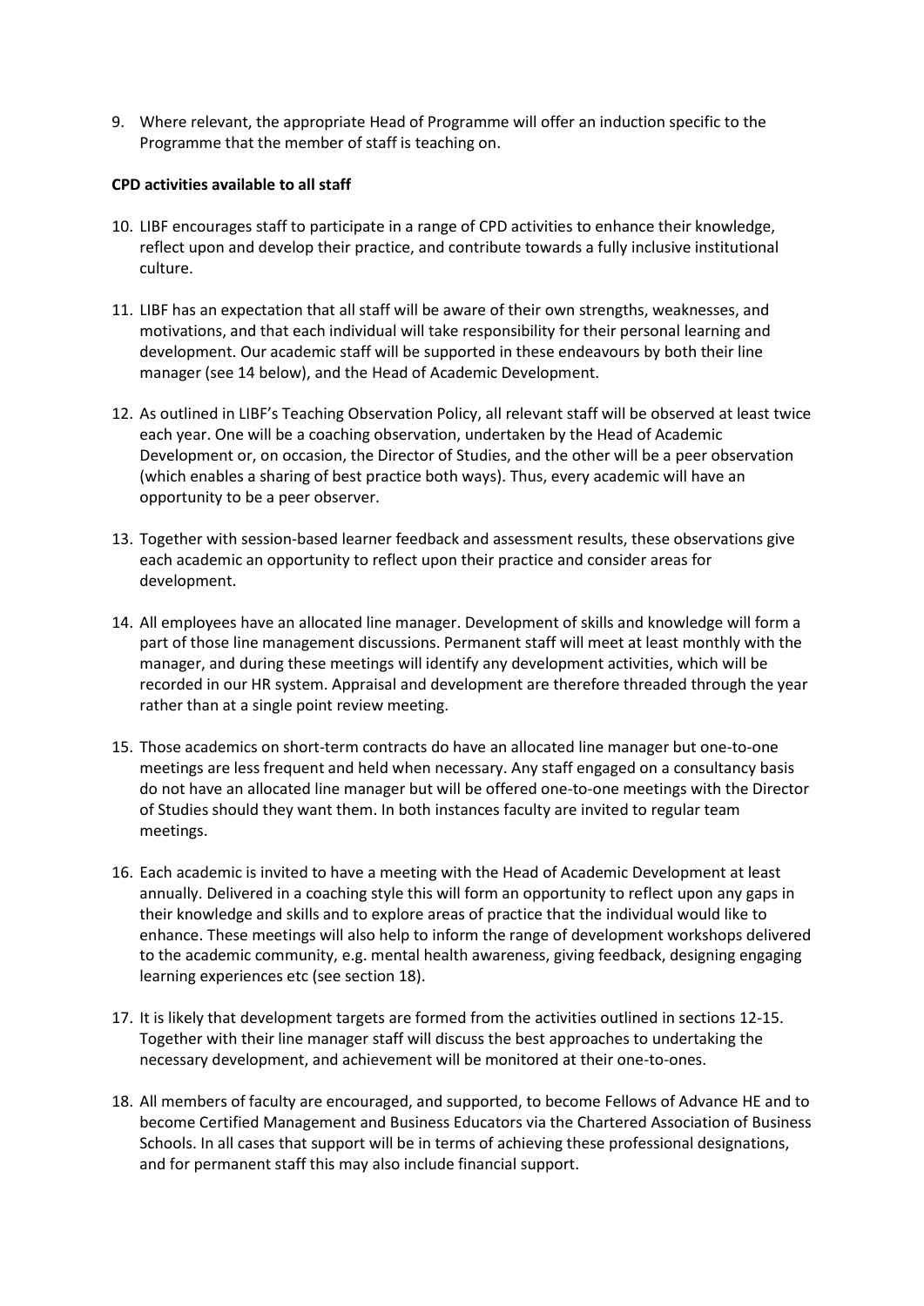9. Where relevant, the appropriate Head of Programme will offer an induction specific to the Programme that the member of staff is teaching on.

**CPD activities available to all staff**

10. LIBF encourages staff to participate in a range of CPD activities to enhance their knowledge, reflect upon and develop their practice, and contribute towards a fully inclusive institutional culture.

11. LIBF has an expectation that all staff will be aware of their own strengths, weaknesses, and motivations, and that each individual will take responsibility for their personal learning and development. Our academic staff will be supported in these endeavours by both their line manager (see 14 below), and the Head of Academic Development.

12. As outlined in LIBF's Teaching Observation Policy, all relevant staff will be observed at least twice each year. One will be a coaching observation, undertaken by the Head of Academic Development or, on occasion, the Director of Studies, and the other will be a peer observation (which enables a sharing of best practice both ways). Thus, every academic will have an opportunity to be a peer observer.

13. Together with session-based learner feedback and assessment results, these observations give each academic an opportunity to reflect upon their practice and consider areas for development.

14. All employees have an allocated line manager. Development of skills and knowledge will form a part of those line management discussions. Permanent staff will meet at least monthly with the manager, and during these meetings will identify any development activities, which will be recorded in our HR system. Appraisal and development are therefore threaded through the year rather than at a single point review meeting.

15. Those academics on short-term contracts do have an allocated line manager but one-to-one meetings are less frequent and held when necessary. Any staff engaged on a consultancy basis do not have an allocated line manager but will be offered one-to-one meetings with the Director of Studies should they want them. In both instances faculty are invited to regular team meetings.

16. Each academic is invited to have a meeting with the Head of Academic Development at least annually. Delivered in a coaching style this will form an opportunity to reflect upon any gaps in their knowledge and skills and to explore areas of practice that the individual would like to enhance. These meetings will also help to inform the range of development workshops delivered to the academic community, e.g. mental health awareness, giving feedback, designing engaging learning experiences etc (see section 18).

17. It is likely that development targets are formed from the activities outlined in sections 12-15. Together with their line manager staff will discuss the best approaches to undertaking the necessary development, and achievement will be monitored at their one-to-ones.

18. All members of faculty are encouraged, and supported, to become Fellows of Advance HE and to become Certified Management and Business Educators via the Chartered Association of Business Schools. In all cases that support will be in terms of achieving these professional designations, and for permanent staff this may also include financial support.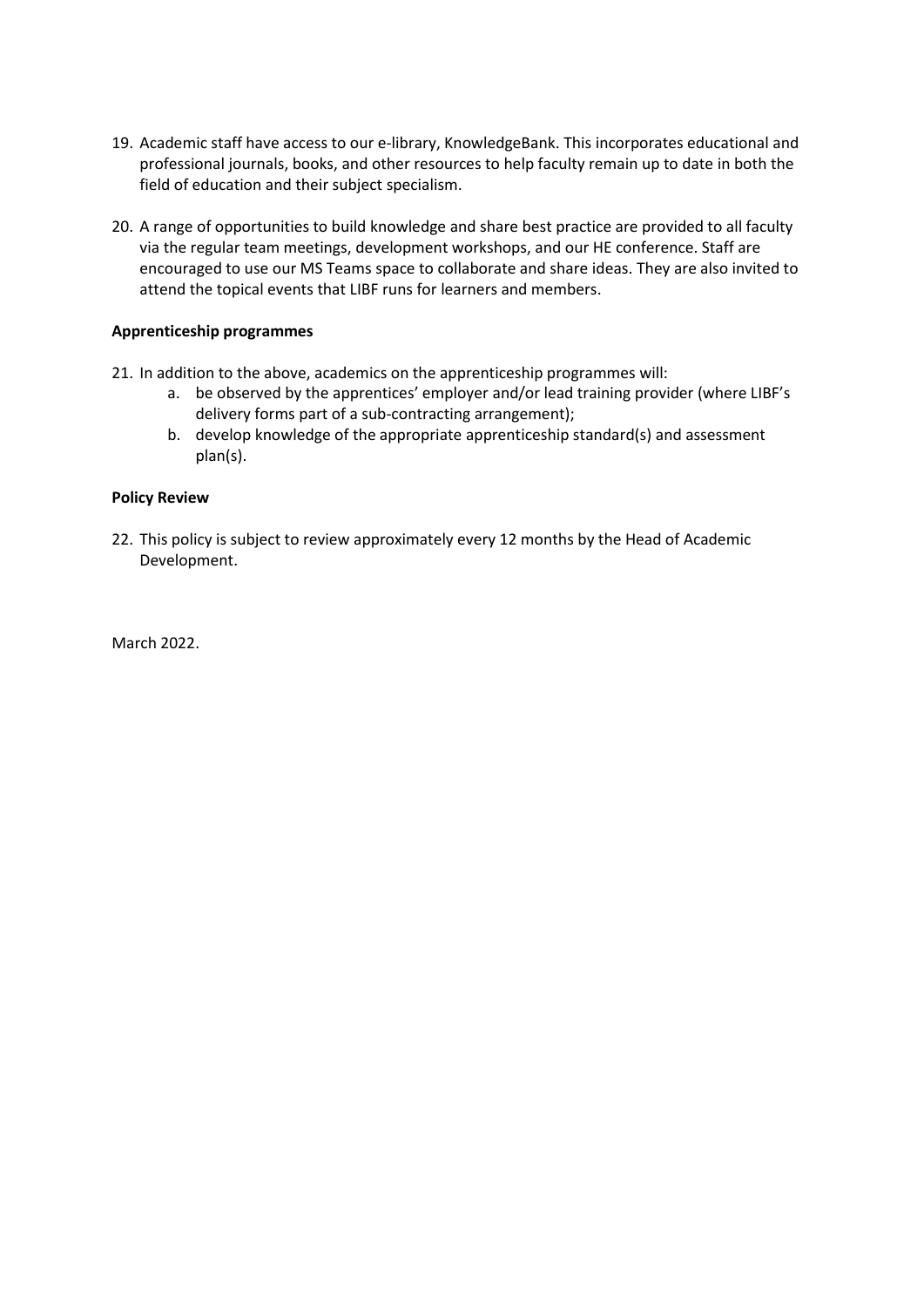19. Academic staff have access to our e-library, KnowledgeBank. This incorporates educational and professional journals, books, and other resources to help faculty remain up to date in both the field of education and their subject specialism.

20. A range of opportunities to build knowledge and share best practice are provided to all faculty via the regular team meetings, development workshops, and our HE conference. Staff are encouraged to use our MS Teams space to collaborate and share ideas. They are also invited to attend the topical events that LIBF runs for learners and members.

**Apprenticeship programmes**

21. In addition to the above, academics on the apprenticeship programmes will:
    a. be observed by the apprentices' employer and/or lead training provider (where LIBF's delivery forms part of a sub-contracting arrangement);
    b. develop knowledge of the appropriate apprenticeship standard(s) and assessment plan(s).

**Policy Review**

22. This policy is subject to review approximately every 12 months by the Head of Academic Development.

March 2022.